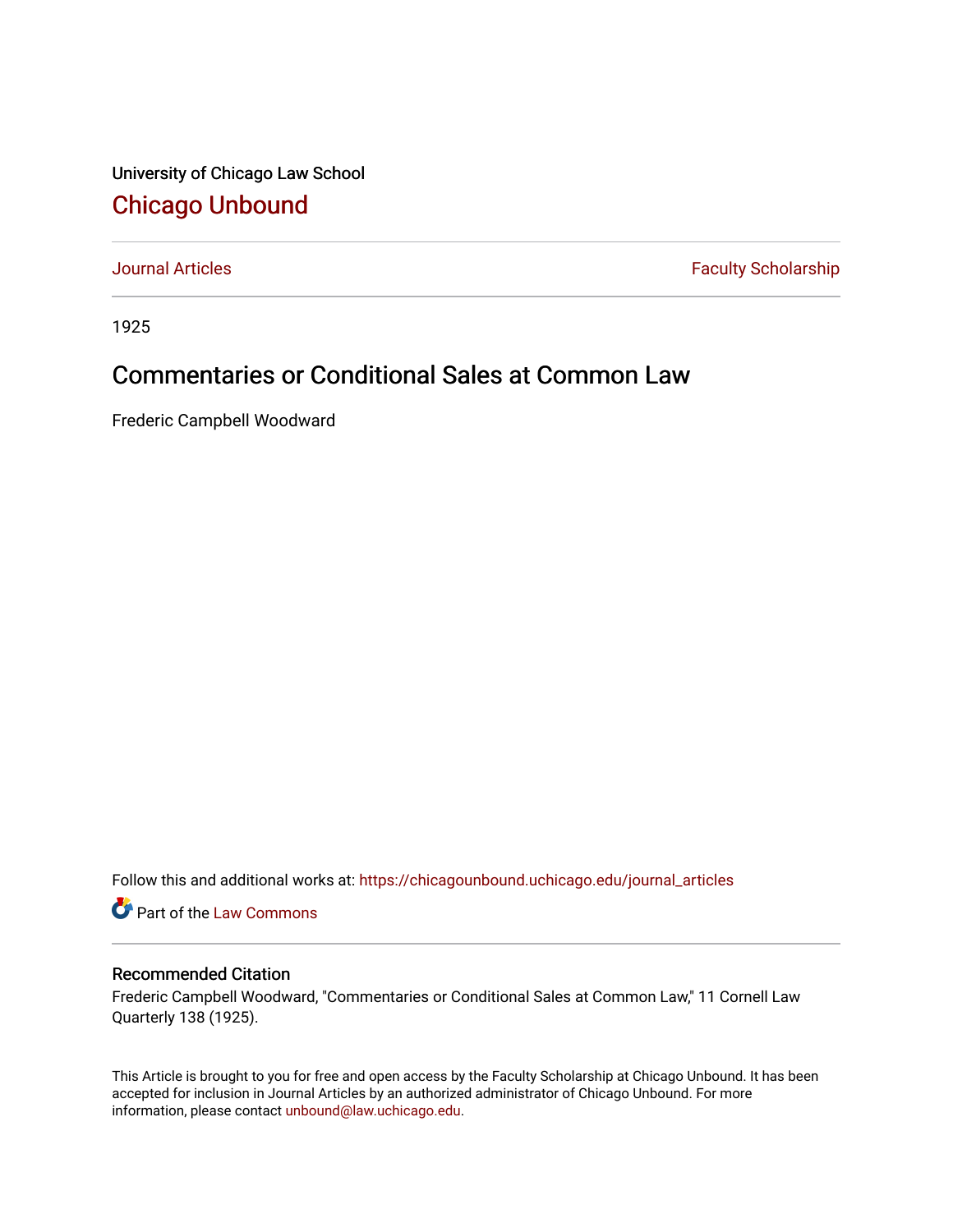University of Chicago Law School

## Chicago Unbound

Journal Articles | Faculty Scholarship

1925

# Commentaries or Conditional Sales at Common Law

Frederic Campbell Woodward

Follow this and additional works at: https://chicagounbound.uchicago.edu/journal_articles

Part of the Law Commons

### Recommended Citation

Frederic Campbell Woodward, "Commentaries or Conditional Sales at Common Law," 11 Cornell Law Quarterly 138 (1925).

This Article is brought to you for free and open access by the Faculty Scholarship at Chicago Unbound. It has been accepted for inclusion in Journal Articles by an authorized administrator of Chicago Unbound. For more information, please contact unbound@law.uchicago.edu.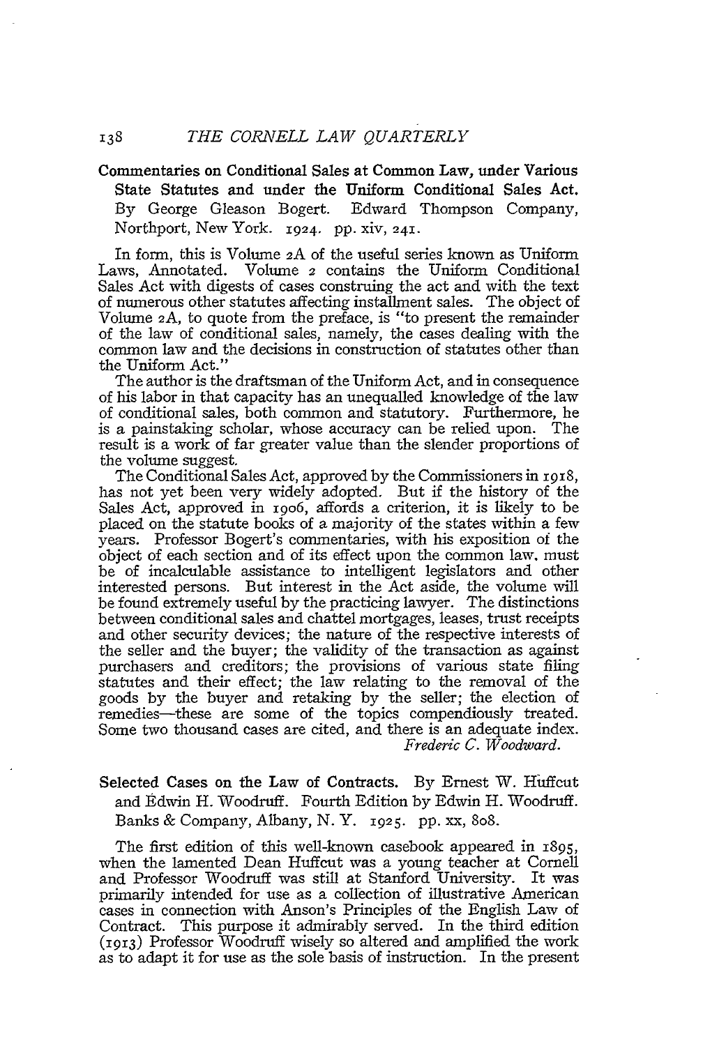**Commentaries on Conditional Sales at Common Law, under Various State Statutes and under the Uniform Conditional Sales Act.** By George Gleason Bogert. Edward Thompson Company, Northport, New York. 1924. pp. xiv, 241.

In form, this is Volume 2A of the useful series known as Uniform Laws, Annotated. Volume 2 contains the Uniform Conditional Sales Act with digests of cases construing the act and with the text of numerous other statutes affecting installment sales. The object of Volume 2A, to quote from the preface, is "to present the remainder of the law of conditional sales, namely, the cases dealing with the common law and the decisions in construction of statutes other than the Uniform Act."

The author is the draftsman of the Uniform Act, and in consequence of his labor in that capacity has an unequalled knowledge of the law of conditional sales, both common and statutory. Furthermore, he is a painstaking scholar, whose accuracy can be relied upon. The result is a work of far greater value than the slender proportions of the volume suggest.

The Conditional Sales Act, approved by the Commissioners in 1918, has not yet been very widely adopted. But if the history of the Sales Act, approved in 1906, affords a criterion, it is likely to be placed on the statute books of a majority of the states within a few years. Professor Bogert's commentaries, with his exposition of the object of each section and of its effect upon the common law, must be of incalculable assistance to intelligent legislators and other interested persons. But interest in the Act aside, the volume will be found extremely useful by the practicing lawyer. The distinctions between conditional sales and chattel mortgages, leases, trust receipts and other security devices; the nature of the respective interests of the seller and the buyer; the validity of the transaction as against purchasers and creditors; the provisions of various state filing statutes and their effect; the law relating to the removal of the goods by the buyer and retaking by the seller; the election of remedies—these are some of the topics compendiously treated. Some two thousand cases are cited, and there is an adequate index.

*Frederic C. Woodward.*

**Selected Cases on the Law of Contracts.** By Ernest W. Huffcut and Edwin H. Woodruff. Fourth Edition by Edwin H. Woodruff. Banks & Company, Albany, N. Y. 1925. pp. xx, 808.

The first edition of this well-known casebook appeared in 1895, when the lamented Dean Huffcut was a young teacher at Cornell and Professor Woodruff was still at Stanford University. It was primarily intended for use as a collection of illustrative American cases in connection with Anson's Principles of the English Law of Contract. This purpose it admirably served. In the third edition (1913) Professor Woodruff wisely so altered and amplified the work as to adapt it for use as the sole basis of instruction. In the present